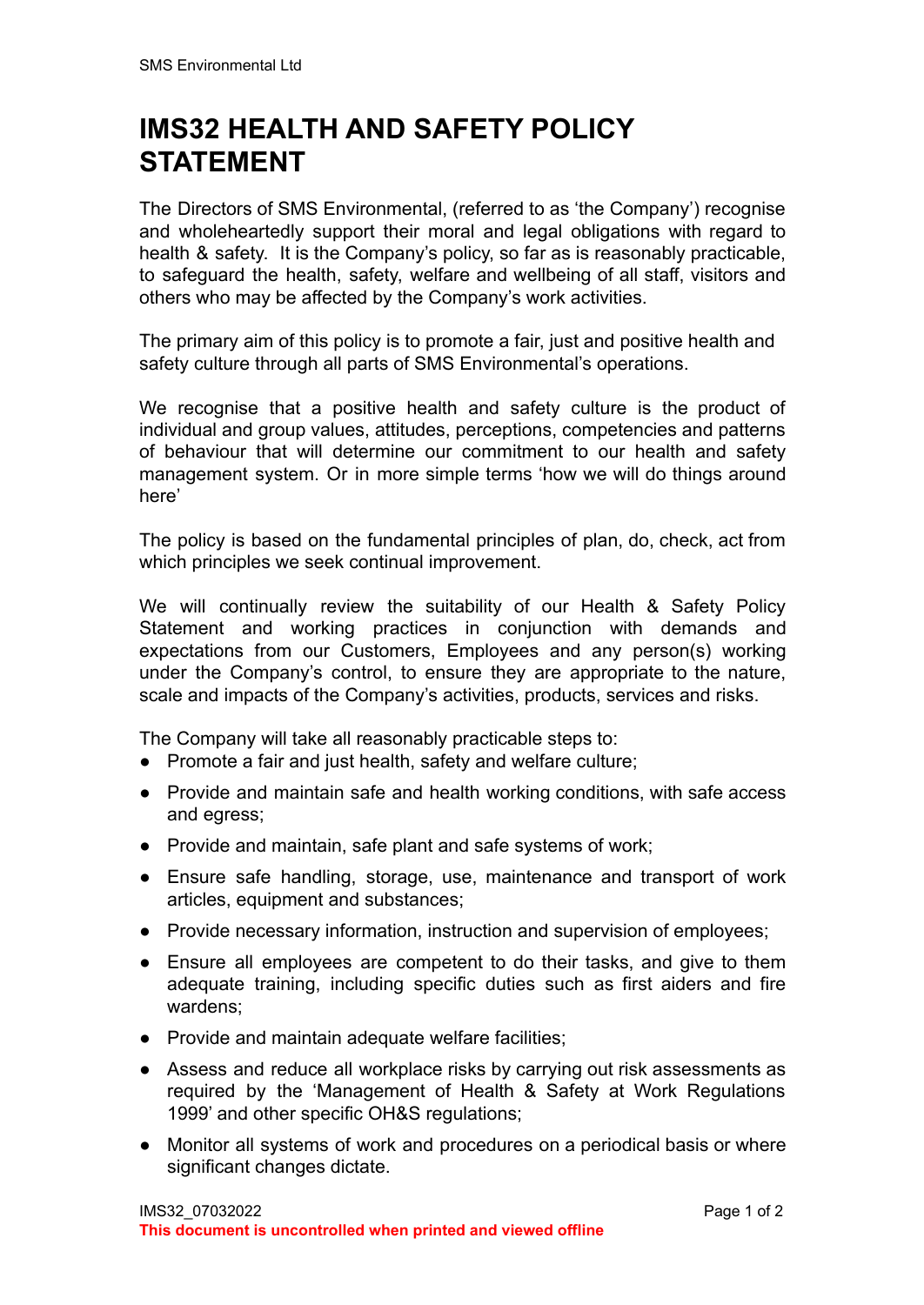# IMS32 HEALTH AND SAFETY POLICY STATEMENT

The Directors of SMS Environmental, (referred to as 'the Company') recognise and wholeheartedly support their moral and legal obligations with regard to health & safety. It is the Company's policy, so far as is reasonably practicable, to safeguard the health, safety, welfare and wellbeing of all staff, visitors and others who may be affected by the Company's work activities.

The primary aim of this policy is to promote a fair, just and positive health and safety culture through all parts of SMS Environmental's operations.

We recognise that a positive health and safety culture is the product of individual and group values, attitudes, perceptions, competencies and patterns of behaviour that will determine our commitment to our health and safety management system. Or in more simple terms 'how we will do things around here'

The policy is based on the fundamental principles of plan, do, check, act from which principles we seek continual improvement.

We will continually review the suitability of our Health & Safety Policy Statement and working practices in conjunction with demands and expectations from our Customers, Employees and any person(s) working under the Company's control, to ensure they are appropriate to the nature, scale and impacts of the Company's activities, products, services and risks.

The Company will take all reasonably practicable steps to:

- Promote a fair and just health, safety and welfare culture;
- Provide and maintain safe and health working conditions, with safe access and egress;
- Provide and maintain, safe plant and safe systems of work;
- Ensure safe handling, storage, use, maintenance and transport of work articles, equipment and substances;
- Provide necessary information, instruction and supervision of employees;
- Ensure all employees are competent to do their tasks, and give to them adequate training, including specific duties such as first aiders and fire wardens;
- Provide and maintain adequate welfare facilities;
- Assess and reduce all workplace risks by carrying out risk assessments as required by the 'Management of Health & Safety at Work Regulations 1999' and other specific OH&S regulations;
- Monitor all systems of work and procedures on a periodical basis or where significant changes dictate.

IMS32_07032022

**This document is uncontrolled when printed and viewed offline**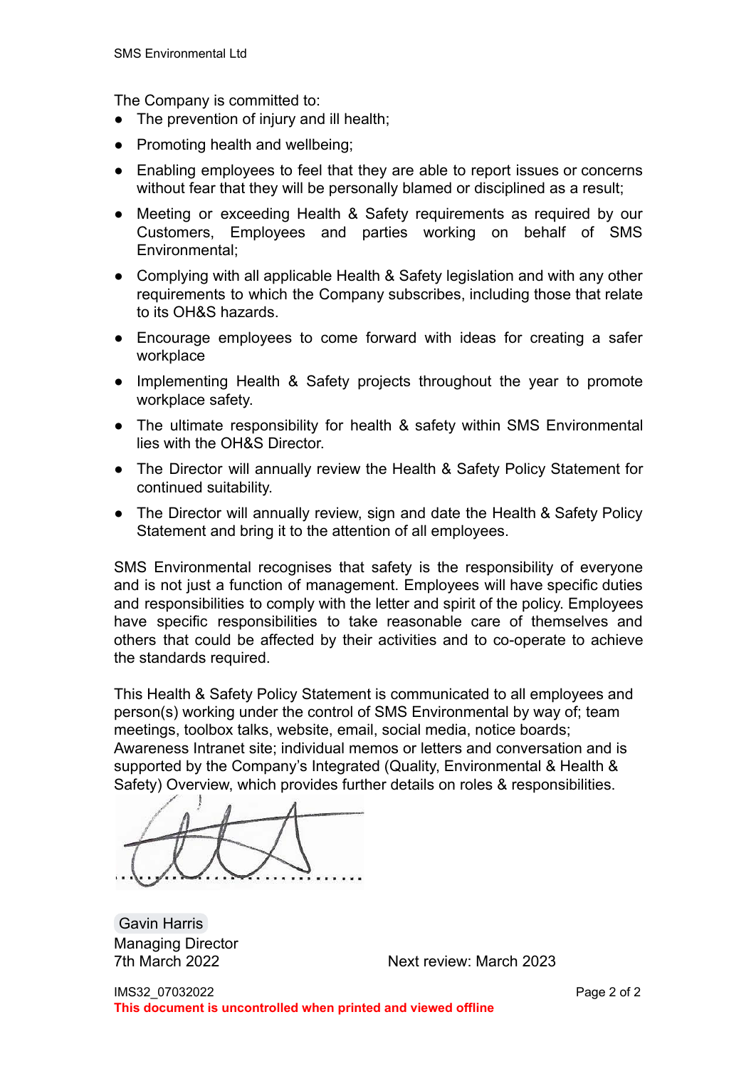The Company is committed to:

- The prevention of injury and ill health;
- Promoting health and wellbeing;
- Enabling employees to feel that they are able to report issues or concerns without fear that they will be personally blamed or disciplined as a result;
- Meeting or exceeding Health & Safety requirements as required by our Customers, Employees and parties working on behalf of SMS Environmental;
- Complying with all applicable Health & Safety legislation and with any other requirements to which the Company subscribes, including those that relate to its OH&S hazards.
- Encourage employees to come forward with ideas for creating a safer workplace
- Implementing Health & Safety projects throughout the year to promote workplace safety.
- The ultimate responsibility for health & safety within SMS Environmental lies with the OH&S Director.
- The Director will annually review the Health & Safety Policy Statement for continued suitability.
- The Director will annually review, sign and date the Health & Safety Policy Statement and bring it to the attention of all employees.

SMS Environmental recognises that safety is the responsibility of everyone and is not just a function of management. Employees will have specific duties and responsibilities to comply with the letter and spirit of the policy. Employees have specific responsibilities to take reasonable care of themselves and others that could be affected by their activities and to co-operate to achieve the standards required.

This Health & Safety Policy Statement is communicated to all employees and person(s) working under the control of SMS Environmental by way of; team meetings, toolbox talks, website, email, social media, notice boards; Awareness Intranet site; individual memos or letters and conversation and is supported by the Company's Integrated (Quality, Environmental & Health & Safety) Overview, which provides further details on roles & responsibilities.

Gavin Harris
Managing Director
7th March 2022

Next review: March 2023

IMS32_07032022

**This document is uncontrolled when printed and viewed offline**